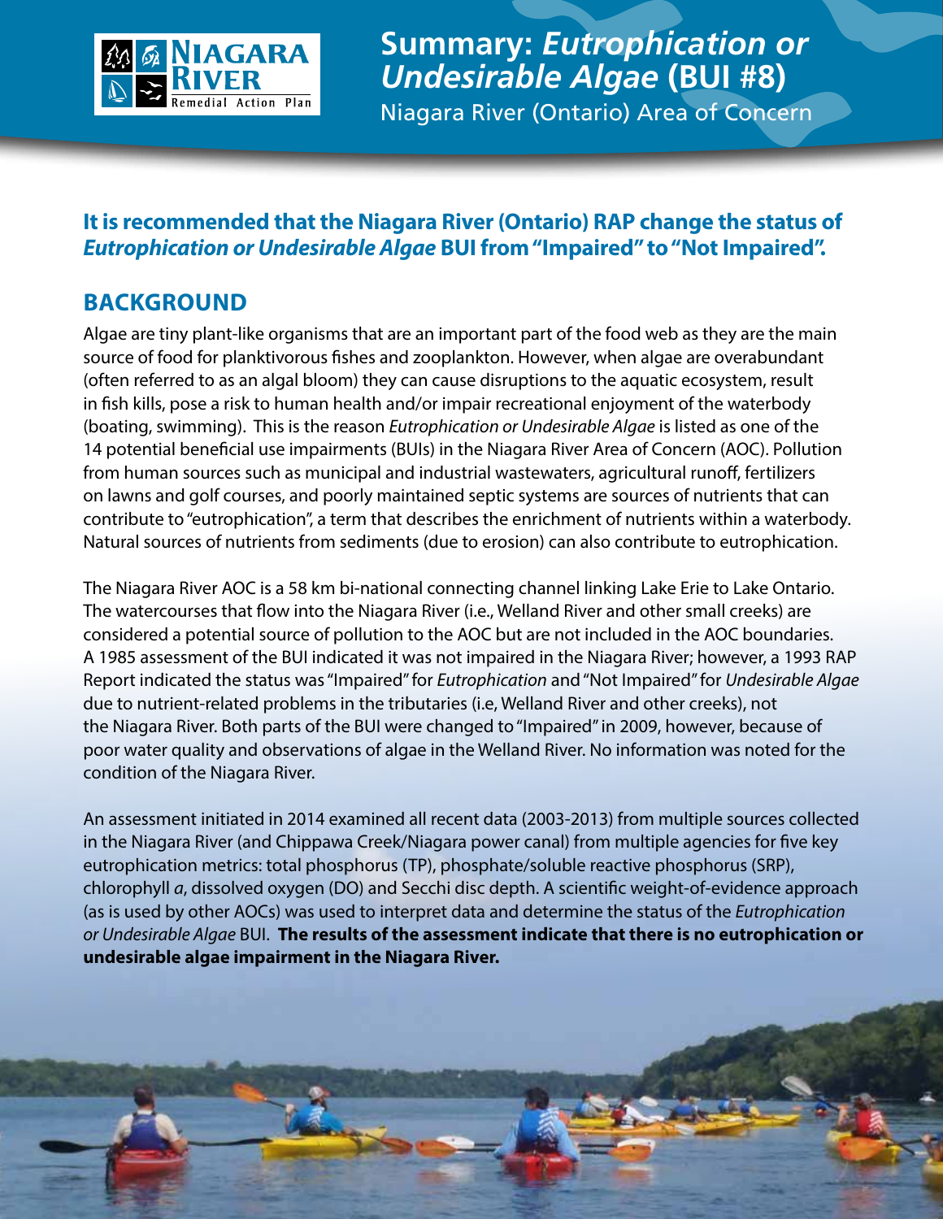# Summary: *Eutrophication or Undesirable Algae* (BUI #8)

Niagara River (Ontario) Area of Concern

**It is recommended that the Niagara River (Ontario) RAP change the status of *Eutrophication or Undesirable Algae* BUI from "Impaired" to "Not Impaired".**

## BACKGROUND

Algae are tiny plant-like organisms that are an important part of the food web as they are the main source of food for planktivorous fishes and zooplankton. However, when algae are overabundant (often referred to as an algal bloom) they can cause disruptions to the aquatic ecosystem, result in fish kills, pose a risk to human health and/or impair recreational enjoyment of the waterbody (boating, swimming). This is the reason *Eutrophication or Undesirable Algae* is listed as one of the 14 potential beneficial use impairments (BUIs) in the Niagara River Area of Concern (AOC). Pollution from human sources such as municipal and industrial wastewaters, agricultural runoff, fertilizers on lawns and golf courses, and poorly maintained septic systems are sources of nutrients that can contribute to "eutrophication", a term that describes the enrichment of nutrients within a waterbody. Natural sources of nutrients from sediments (due to erosion) can also contribute to eutrophication.

The Niagara River AOC is a 58 km bi-national connecting channel linking Lake Erie to Lake Ontario. The watercourses that flow into the Niagara River (i.e., Welland River and other small creeks) are considered a potential source of pollution to the AOC but are not included in the AOC boundaries. A 1985 assessment of the BUI indicated it was not impaired in the Niagara River; however, a 1993 RAP Report indicated the status was "Impaired" for *Eutrophication* and "Not Impaired" for *Undesirable Algae* due to nutrient-related problems in the tributaries (i.e, Welland River and other creeks), not the Niagara River. Both parts of the BUI were changed to "Impaired" in 2009, however, because of poor water quality and observations of algae in the Welland River. No information was noted for the condition of the Niagara River.

An assessment initiated in 2014 examined all recent data (2003-2013) from multiple sources collected in the Niagara River (and Chippawa Creek/Niagara power canal) from multiple agencies for five key eutrophication metrics: total phosphorus (TP), phosphate/soluble reactive phosphorus (SRP), chlorophyll *a*, dissolved oxygen (DO) and Secchi disc depth. A scientific weight-of-evidence approach (as is used by other AOCs) was used to interpret data and determine the status of the *Eutrophication or Undesirable Algae* BUI. **The results of the assessment indicate that there is no eutrophication or undesirable algae impairment in the Niagara River.**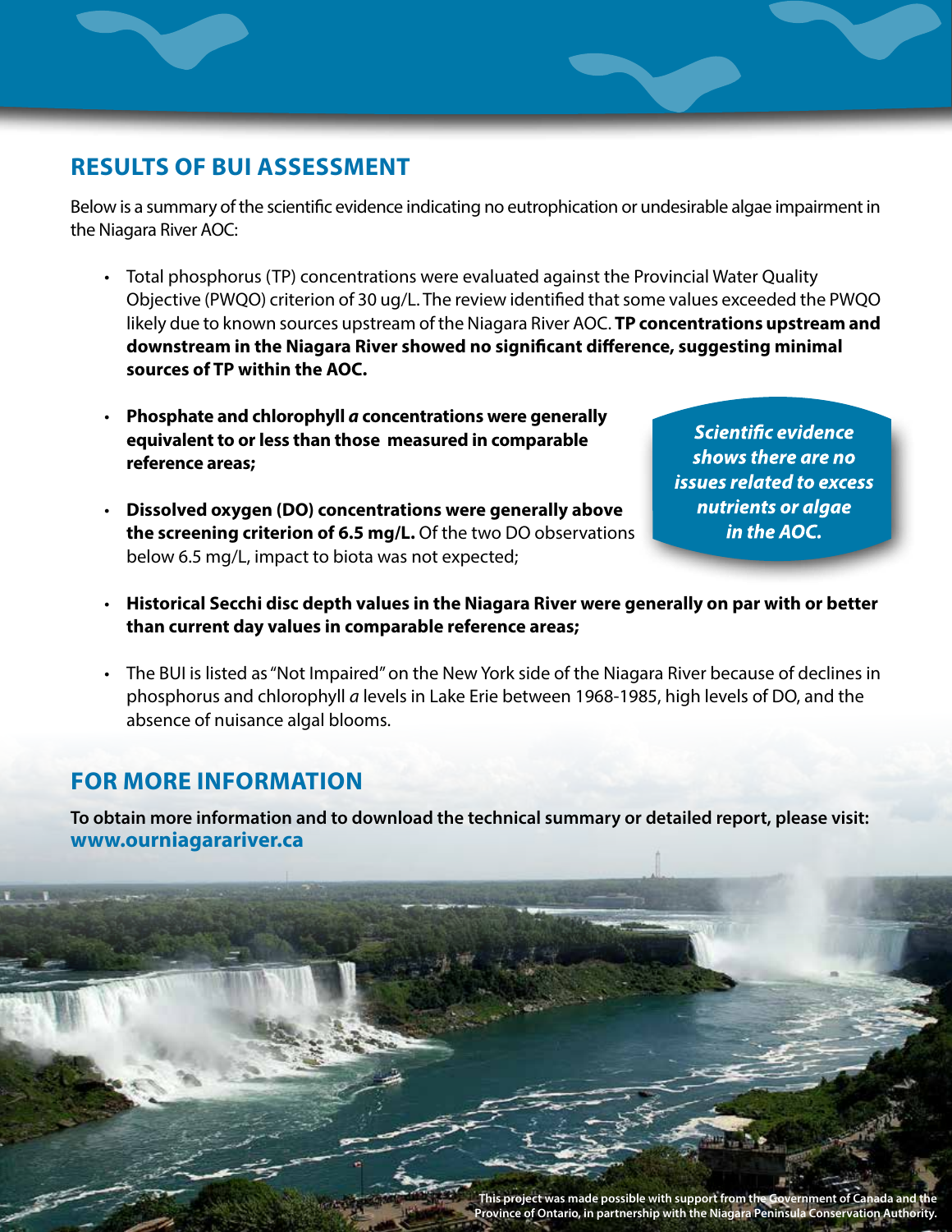## RESULTS OF BUI ASSESSMENT

Below is a summary of the scientific evidence indicating no eutrophication or undesirable algae impairment in the Niagara River AOC:

- Total phosphorus (TP) concentrations were evaluated against the Provincial Water Quality Objective (PWQO) criterion of 30 ug/L. The review identified that some values exceeded the PWQO likely due to known sources upstream of the Niagara River AOC. **TP concentrations upstream and downstream in the Niagara River showed no significant difference, suggesting minimal sources of TP within the AOC.**
- **Phosphate and chlorophyll *a* concentrations were generally equivalent to or less than those measured in comparable reference areas;**
- **Dissolved oxygen (DO) concentrations were generally above the screening criterion of 6.5 mg/L.** Of the two DO observations below 6.5 mg/L, impact to biota was not expected;
- **Historical Secchi disc depth values in the Niagara River were generally on par with or better than current day values in comparable reference areas;**
- The BUI is listed as "Not Impaired" on the New York side of the Niagara River because of declines in phosphorus and chlorophyll *a* levels in Lake Erie between 1968-1985, high levels of DO, and the absence of nuisance algal blooms.

***Scientific evidence shows there are no issues related to excess nutrients or algae in the AOC.***

## FOR MORE INFORMATION

**To obtain more information and to download the technical summary or detailed report, please visit:**
**www.ourniagarariver.ca**

**This project was made possible with support from the Government of Canada and the Province of Ontario, in partnership with the Niagara Peninsula Conservation Authority.**